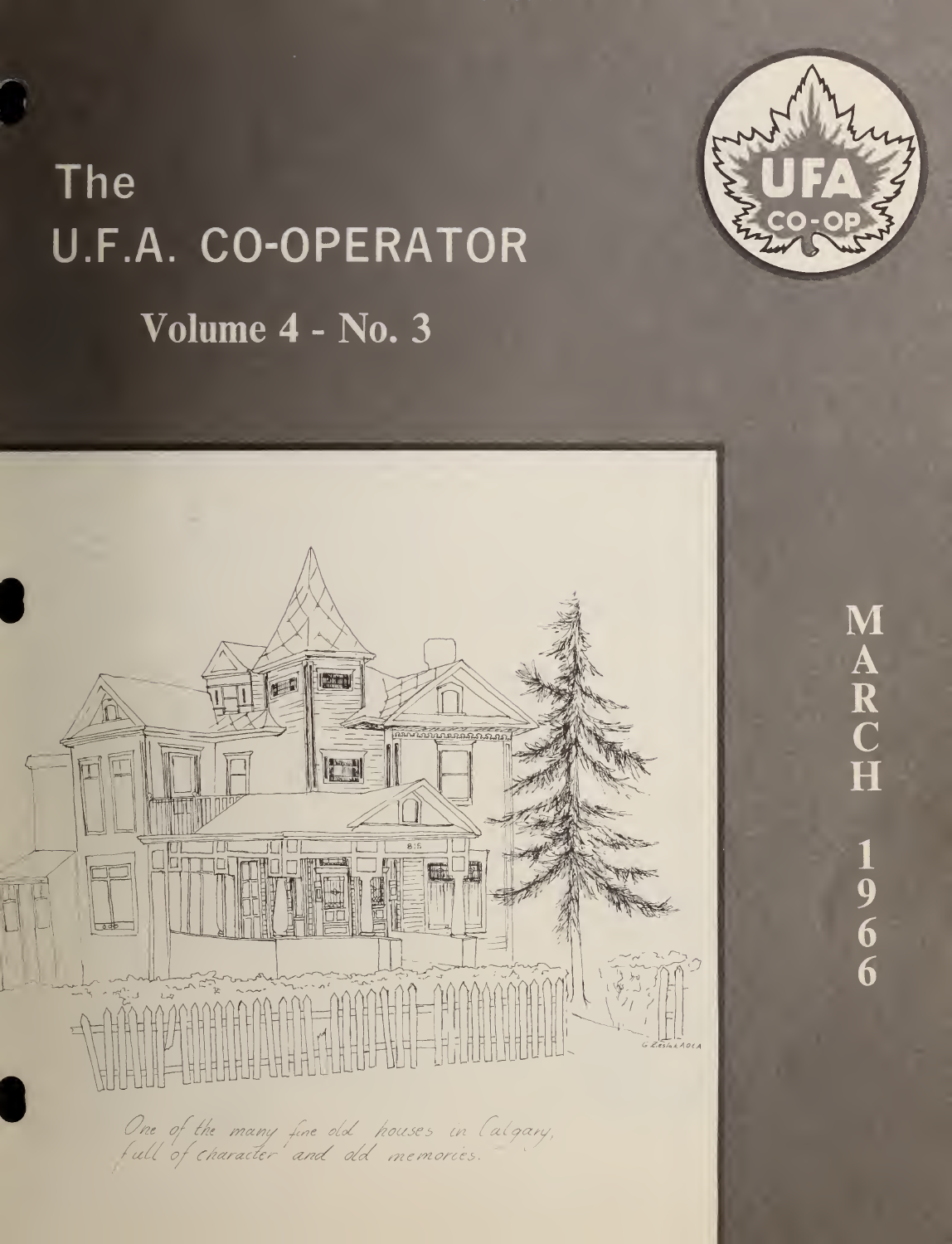# The U.F.A. CO-OPERATOR

## Volume 4 - No. 3

MARCH 1966

*One of the many fine old houses in Calgary, full of character and old memories.*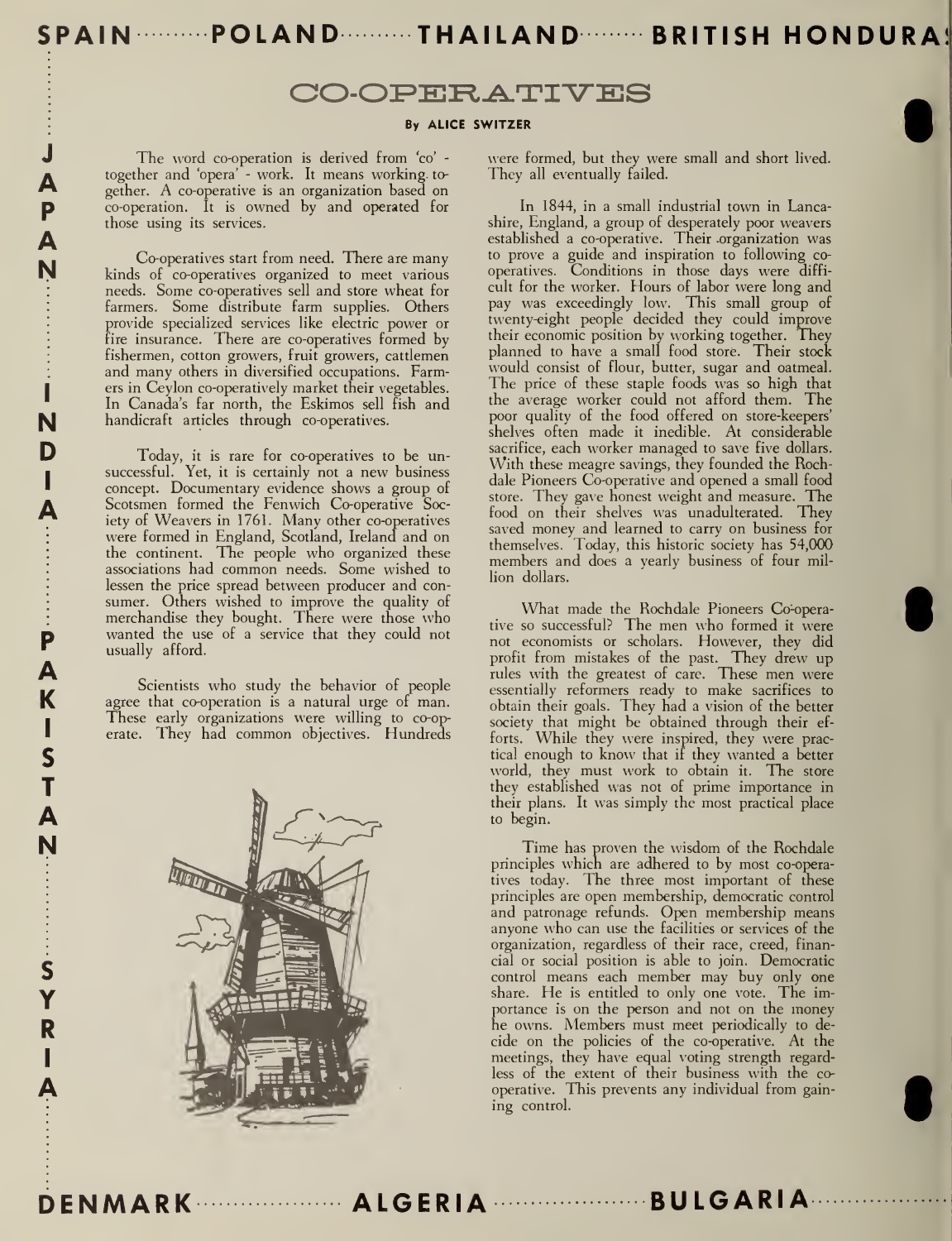# CO-OPERATIVES

**By ALICE SWITZER**

The word co-operation is derived from 'co' - together and 'opera' - work. It means working together. A co-operative is an organization based on co-operation. It is owned by and operated for those using its services.

Co-operatives start from need. There are many kinds of co-operatives organized to meet various needs. Some co-operatives sell and store wheat for farmers. Some distribute farm supplies. Others provide specialized services like electric power or fire insurance. There are co-operatives formed by fishermen, cotton growers, fruit growers, cattlemen and many others in diversified occupations. Farmers in Ceylon co-operatively market their vegetables. In Canada's far north, the Eskimos sell fish and handicraft articles through co-operatives.

Today, it is rare for co-operatives to be unsuccessful. Yet, it is certainly not a new business concept. Documentary evidence shows a group of Scotsmen formed the Fenwich Co-operative Society of Weavers in 1761. Many other co-operatives were formed in England, Scotland, Ireland and on the continent. The people who organized these associations had common needs. Some wished to lessen the price spread between producer and consumer. Others wished to improve the quality of merchandise they bought. There were those who wanted the use of a service that they could not usually afford.

Scientists who study the behavior of people agree that co-operation is a natural urge of man. These early organizations were willing to co-operate. They had common objectives. Hundreds were formed, but they were small and short lived. They all eventually failed.

In 1844, in a small industrial town in Lancashire, England, a group of desperately poor weavers established a co-operative. Their organization was to prove a guide and inspiration to following co-operatives. Conditions in those days were difficult for the worker. Hours of labor were long and pay was exceedingly low. This small group of twenty-eight people decided they could improve their economic position by working together. They planned to have a small food store. Their stock would consist of flour, butter, sugar and oatmeal. The price of these staple foods was so high that the average worker could not afford them. The poor quality of the food offered on store-keepers' shelves often made it inedible. At considerable sacrifice, each worker managed to save five dollars. With these meagre savings, they founded the Rochdale Pioneers Co-operative and opened a small food store. They gave honest weight and measure. The food on their shelves was unadulterated. They saved money and learned to carry on business for themselves. Today, this historic society has 54,000 members and does a yearly business of four million dollars.

What made the Rochdale Pioneers Co-operative so successful? The men who formed it were not economists or scholars. However, they did profit from mistakes of the past. They drew up rules with the greatest of care. These men were essentially reformers ready to make sacrifices to obtain their goals. They had a vision of the better society that might be obtained through their efforts. While they were inspired, they were practical enough to know that if they wanted a better world, they must work to obtain it. The store they established was not of prime importance in their plans. It was simply the most practical place to begin.

Time has proven the wisdom of the Rochdale principles which are adhered to by most co-operatives today. The three most important of these principles are open membership, democratic control and patronage refunds. Open membership means anyone who can use the facilities or services of the organization, regardless of their race, creed, financial or social position is able to join. Democratic control means each member may buy only one share. He is entitled to only one vote. The importance is on the person and not on the money he owns. Members must meet periodically to decide on the policies of the co-operative. At the meetings, they have equal voting strength regardless of the extent of their business with the co-operative. This prevents any individual from gaining control.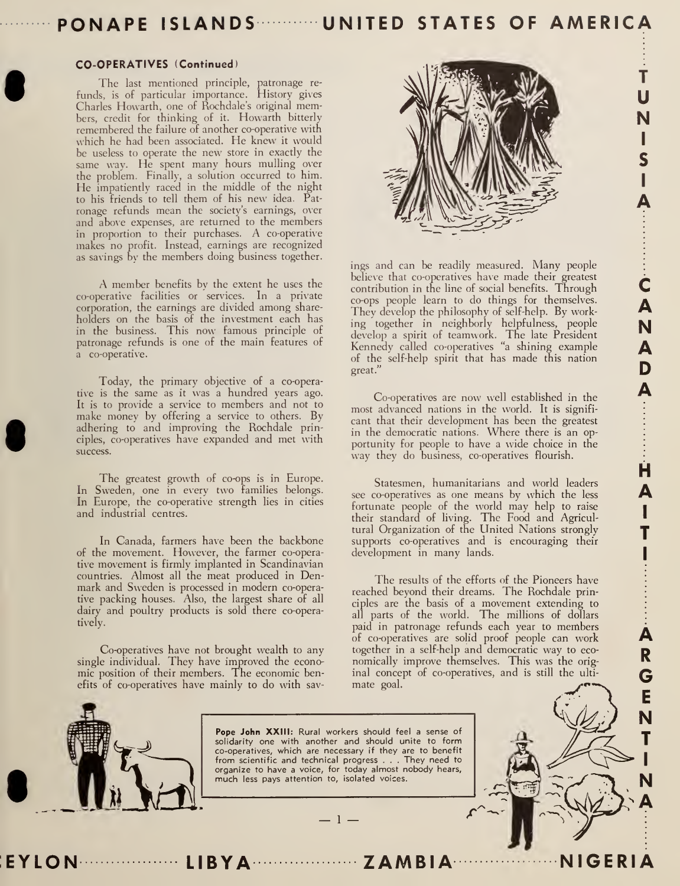### CO-OPERATIVES (Continued)

The last mentioned principle, patronage refunds, is of particular importance. History gives Charles Howarth, one of Rochdale's original members, credit for thinking of it. Howarth bitterly remembered the failure of another co-operative with which he had been associated. He knew it would be useless to operate the new store in exactly the same way. He spent many hours mulling over the problem. Finally, a solution occurred to him. He impatiently raced in the middle of the night to his friends to tell them of his new idea. Patronage refunds mean the society's earnings, over and above expenses, are returned to the members in proportion to their purchases. A co-operative makes no profit. Instead, earnings are recognized as savings by the members doing business together.

A member benefits by the extent he uses the co-operative facilities or services. In a private corporation, the earnings are divided among shareholders on the basis of the investment each has in the business. This now famous principle of patronage refunds is one of the main features of a co-operative.

Today, the primary objective of a co-operative is the same as it was a hundred years ago. It is to provide a service to members and not to make money by offering a service to others. By adhering to and improving the Rochdale principles, co-operatives have expanded and met with success.

The greatest growth of co-ops is in Europe. In Sweden, one in every two families belongs. In Europe, the co-operative strength lies in cities and industrial centres.

In Canada, farmers have been the backbone of the movement. However, the farmer co-operative movement is firmly implanted in Scandinavian countries. Almost all the meat produced in Denmark and Sweden is processed in modern co-operative packing houses. Also, the largest share of all dairy and poultry products is sold there co-operatively.

Co-operatives have not brought wealth to any single individual. They have improved the economic position of their members. The economic benefits of co-operatives have mainly to do with savings and can be readily measured. Many people believe that co-operatives have made their greatest contribution in the line of social benefits. Through co-ops people learn to do things for themselves. They develop the philosophy of self-help. By working together in neighborly helpfulness, people develop a spirit of teamwork. The late President Kennedy called co-operatives "a shining example of the self-help spirit that has made this nation great."

Co-operatives are now well established in the most advanced nations in the world. It is significant that their development has been the greatest in the democratic nations. Where there is an opportunity for people to have a wide choice in the way they do business, co-operatives flourish.

Statesmen, humanitarians and world leaders see co-operatives as one means by which the less fortunate people of the world may help to raise their standard of living. The Food and Agricultural Organization of the United Nations strongly supports co-operatives and is encouraging their development in many lands.

The results of the efforts of the Pioneers have reached beyond their dreams. The Rochdale principles are the basis of a movement extending to all parts of the world. The millions of dollars paid in patronage refunds each year to members of co-operatives are solid proof people can work together in a self-help and democratic way to economically improve themselves. This was the original concept of co-operatives, and is still the ultimate goal.

**Pope John XXIII:** Rural workers should feel a sense of solidarity one with another and should unite to form co-operatives, which are necessary if they are to benefit from scientific and technical progress . . . They need to organize to have a voice, for today almost nobody hears, much less pays attention to, isolated voices.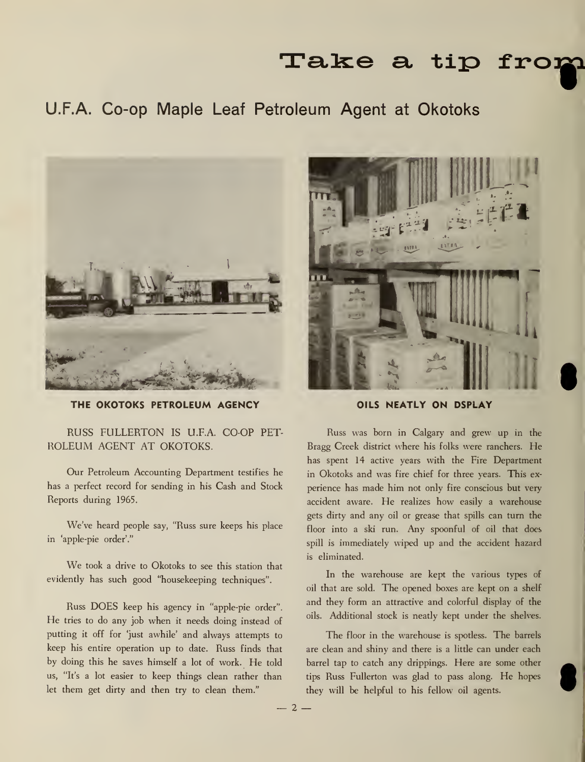# Take a tip from

## U.F.A. Co-op Maple Leaf Petroleum Agent at Okotoks

**THE OKOTOKS PETROLEUM AGENCY**

**OILS NEATLY ON DSPLAY**

RUSS FULLERTON IS U.F.A. CO-OP PETROLEUM AGENT AT OKOTOKS.

Our Petroleum Accounting Department testifies he has a perfect record for sending in his Cash and Stock Reports during 1965.

We've heard people say, "Russ sure keeps his place in 'apple-pie order'."

We took a drive to Okotoks to see this station that evidently has such good "housekeeping techniques".

Russ DOES keep his agency in "apple-pie order". He tries to do any job when it needs doing instead of putting it off for 'just awhile' and always attempts to keep his entire operation up to date. Russ finds that by doing this he saves himself a lot of work. He told us, "It's a lot easier to keep things clean rather than let them get dirty and then try to clean them."

Russ was born in Calgary and grew up in the Bragg Creek district where his folks were ranchers. He has spent 14 active years with the Fire Department in Okotoks and was fire chief for three years. This experience has made him not only fire conscious but very accident aware. He realizes how easily a warehouse gets dirty and any oil or grease that spills can turn the floor into a ski run. Any spoonful of oil that does spill is immediately wiped up and the accident hazard is eliminated.

In the warehouse are kept the various types of oil that are sold. The opened boxes are kept on a shelf and they form an attractive and colorful display of the oils. Additional stock is neatly kept under the shelves.

The floor in the warehouse is spotless. The barrels are clean and shiny and there is a little can under each barrel tap to catch any drippings. Here are some other tips Russ Fullerton was glad to pass along. He hopes they will be helpful to his fellow oil agents.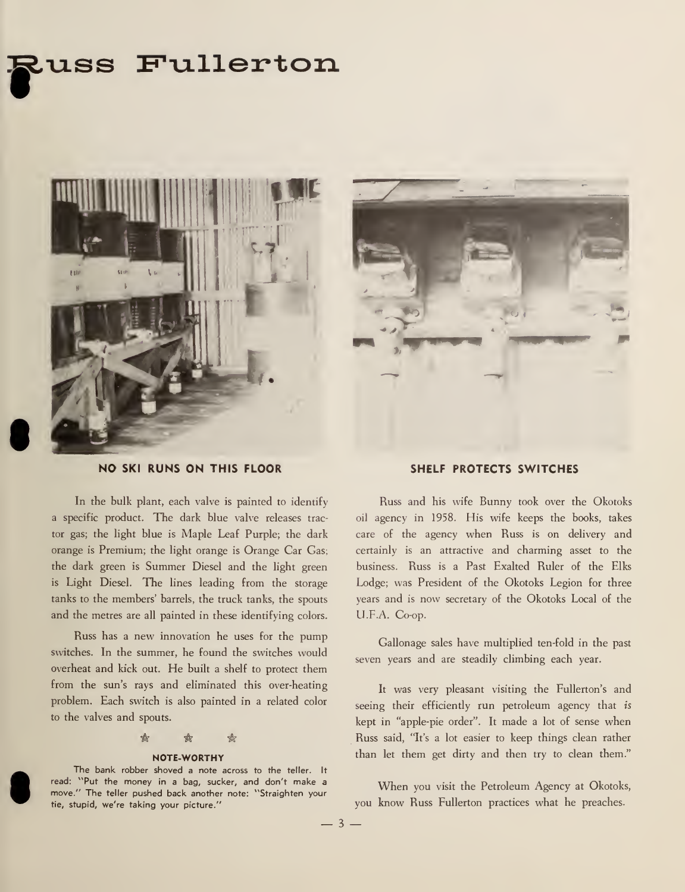# Russ Fullerton

**NO SKI RUNS ON THIS FLOOR**

**SHELF PROTECTS SWITCHES**

In the bulk plant, each valve is painted to identify a specific product. The dark blue valve releases tractor gas; the light blue is Maple Leaf Purple; the dark orange is Premium; the light orange is Orange Car Gas; the dark green is Summer Diesel and the light green is Light Diesel. The lines leading from the storage tanks to the members' barrels, the truck tanks, the spouts and the metres are all painted in these identifying colors.

Russ has a new innovation he uses for the pump switches. In the summer, he found the switches would overheat and kick out. He built a shelf to protect them from the sun's rays and eliminated this over-heating problem. Each switch is also painted in a related color to the valves and spouts.

☆ ☆ ☆

**NOTE-WORTHY**

The bank robber shoved a note across to the teller. It read: "Put the money in a bag, sucker, and don't make a move." The teller pushed back another note: "Straighten your tie, stupid, we're taking your picture."

Russ and his wife Bunny took over the Okotoks oil agency in 1958. His wife keeps the books, takes care of the agency when Russ is on delivery and certainly is an attractive and charming asset to the business. Russ is a Past Exalted Ruler of the Elks Lodge; was President of the Okotoks Legion for three years and is now secretary of the Okotoks Local of the U.F.A. Co-op.

Gallonage sales have multiplied ten-fold in the past seven years and are steadily climbing each year.

It was very pleasant visiting the Fullerton's and seeing their efficiently run petroleum agency that *is* kept in "apple-pie order". It made a lot of sense when Russ said, "It's a lot easier to keep things clean rather than let them get dirty and then try to clean them."

When you visit the Petroleum Agency at Okotoks, you know Russ Fullerton practices what he preaches.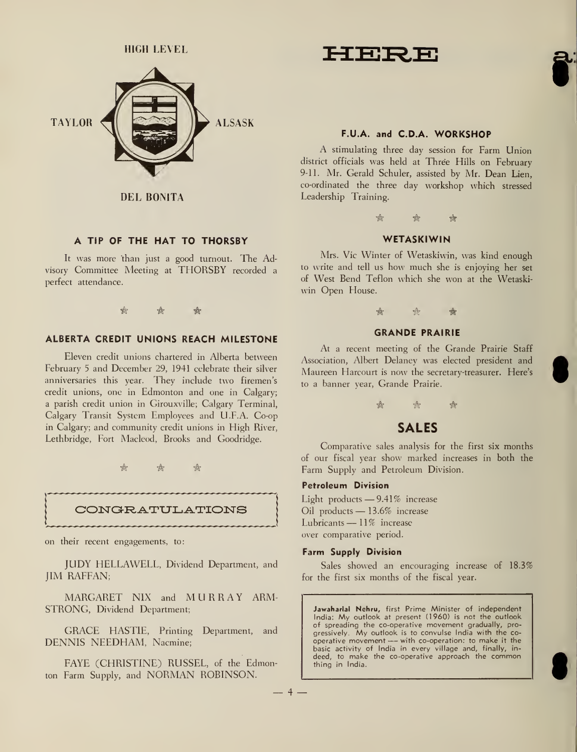HIGH LEVEL

TAYLOR ALSASK

DEL BONITA

# HERE

### A TIP OF THE HAT TO THORSBY

It was more than just a good turnout. The Advisory Committee Meeting at THORSBY recorded a perfect attendance.

☆ ☆ ☆

### ALBERTA CREDIT UNIONS REACH MILESTONE

Eleven credit unions chartered in Alberta between February 5 and December 29, 1941 celebrate their silver anniversaries this year. They include two firemen's credit unions, one in Edmonton and one in Calgary; a parish credit union in Girouxville; Calgary Terminal, Calgary Transit System Employees and U.F.A. Co-op in Calgary; and community credit unions in High River, Lethbridge, Fort Macleod, Brooks and Goodridge.

☆ ☆ ☆

### CONGRATULATIONS

on their recent engagements, to:

JUDY HELLAWELL, Dividend Department, and JIM RAFFAN;

MARGARET NIX and MURRAY ARMSTRONG, Dividend Department;

GRACE HASTIE, Printing Department, and DENNIS NEEDHAM, Nacmine;

FAYE (CHRISTINE) RUSSEL, of the Edmonton Farm Supply, and NORMAN ROBINSON.

### F.U.A. and C.D.A. WORKSHOP

A stimulating three day session for Farm Union district officials was held at Three Hills on February 9-11. Mr. Gerald Schuler, assisted by Mr. Dean Lien, co-ordinated the three day workshop which stressed Leadership Training.

☆ ☆ ☆

### WETASKIWIN

Mrs. Vic Winter of Wetaskiwin, was kind enough to write and tell us how much she is enjoying her set of West Bend Teflon which she won at the Wetaskiwin Open House.

☆ ☆ ☆

### GRANDE PRAIRIE

At a recent meeting of the Grande Prairie Staff Association, Albert Delaney was elected president and Maureen Harcourt is now the secretary-treasurer. Here's to a banner year, Grande Prairie.

☆ ☆ ☆

## SALES

Comparative sales analysis for the first six months of our fiscal year show marked increases in both the Farm Supply and Petroleum Division.

**Petroleum Division**

Light products — 9.41% increase
Oil products — 13.6% increase
Lubricants — 11% increase
over comparative period.

**Farm Supply Division**

Sales showed an encouraging increase of 18.3% for the first six months of the fiscal year.

**Jawaharlal Nehru,** first Prime Minister of independent India: My outlook at present (1960) is not the outlook of spreading the co-operative movement gradually, progressively. My outlook is to convulse India with the co-operative movement — with co-operation: to make it the basic activity of India in every village and, finally, indeed, to make the co-operative approach the common thing in India.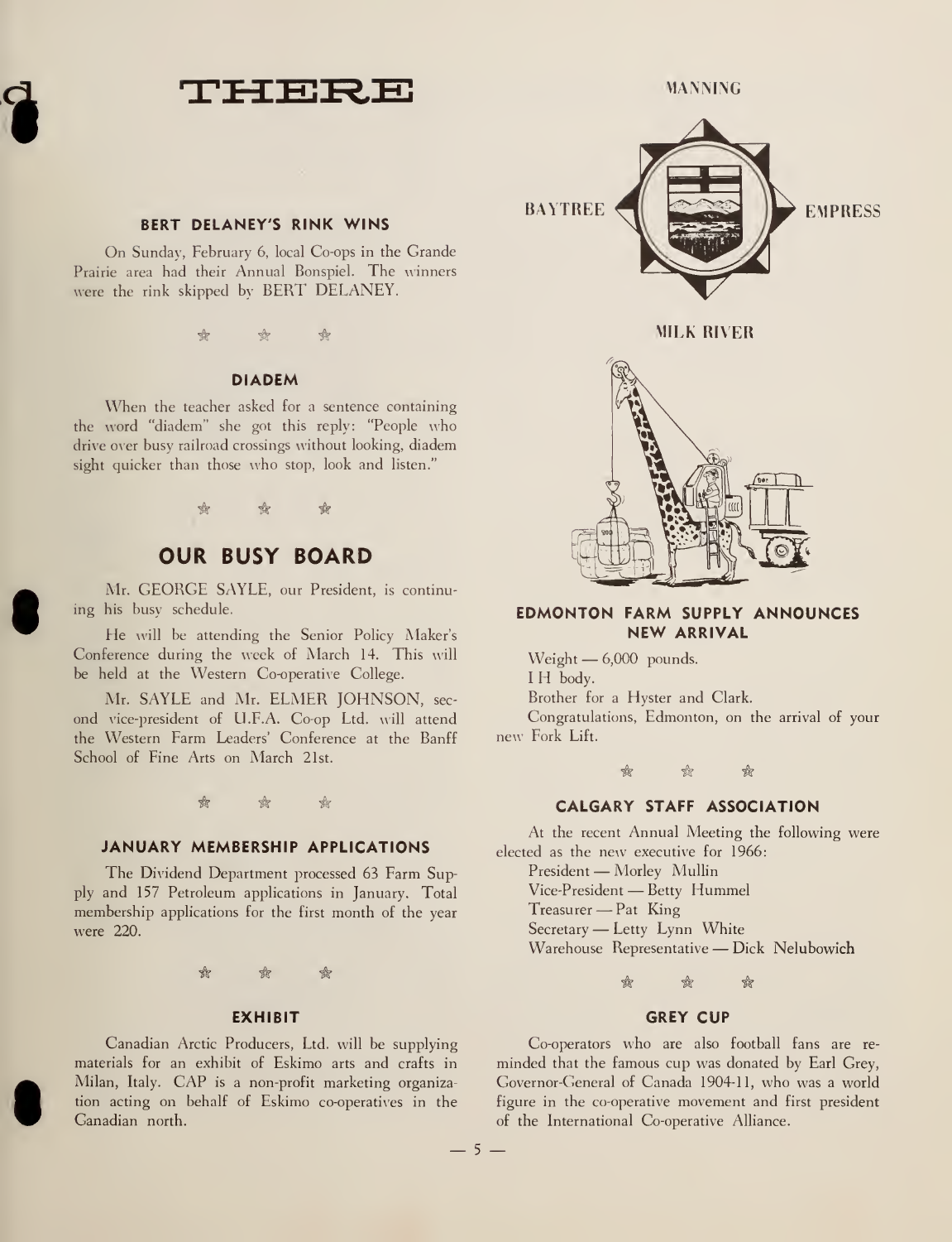# THERE

MANNING

BAYTREE

EMPRESS

MILK RIVER

### BERT DELANEY'S RINK WINS

On Sunday, February 6, local Co-ops in the Grande Prairie area had their Annual Bonspiel. The winners were the rink skipped by BERT DELANEY.

☆ ☆ ☆

### DIADEM

When the teacher asked for a sentence containing the word "diadem" she got this reply: "People who drive over busy railroad crossings without looking, diadem sight quicker than those who stop, look and listen."

☆ ☆ ☆

## OUR BUSY BOARD

Mr. GEORGE SAYLE, our President, is continuing his busy schedule.

He will be attending the Senior Policy Maker's Conference during the week of March 14. This will be held at the Western Co-operative College.

Mr. SAYLE and Mr. ELMER JOHNSON, second vice-president of U.F.A. Co-op Ltd. will attend the Western Farm Leaders' Conference at the Banff School of Fine Arts on March 21st.

☆ ☆ ☆

### JANUARY MEMBERSHIP APPLICATIONS

The Dividend Department processed 63 Farm Supply and 157 Petroleum applications in January. Total membership applications for the first month of the year were 220.

☆ ☆ ☆

### EXHIBIT

Canadian Arctic Producers, Ltd. will be supplying materials for an exhibit of Eskimo arts and crafts in Milan, Italy. CAP is a non-profit marketing organization acting on behalf of Eskimo co-operatives in the Canadian north.

### EDMONTON FARM SUPPLY ANNOUNCES NEW ARRIVAL

Weight — 6,000 pounds.

I H body.

Brother for a Hyster and Clark.

Congratulations, Edmonton, on the arrival of your new Fork Lift.

☆ ☆ ☆

### CALGARY STAFF ASSOCIATION

At the recent Annual Meeting the following were elected as the new executive for 1966:

President — Morley Mullin
Vice-President — Betty Hummel
Treasurer — Pat King
Secretary — Letty Lynn White
Warehouse Representative — Dick Nelubowich

☆ ☆ ☆

### GREY CUP

Co-operators who are also football fans are reminded that the famous cup was donated by Earl Grey, Governor-General of Canada 1904-11, who was a world figure in the co-operative movement and first president of the International Co-operative Alliance.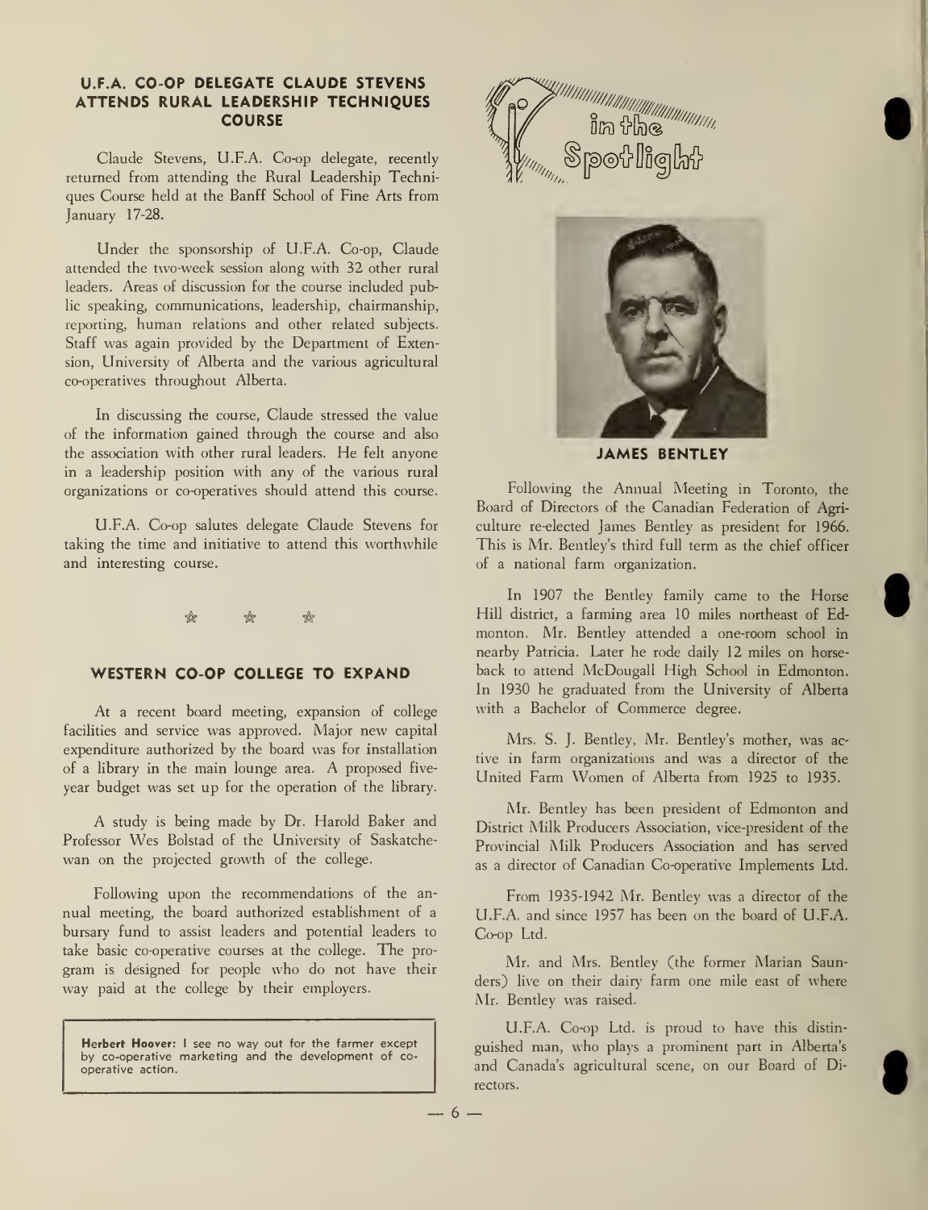## U.F.A. CO-OP DELEGATE CLAUDE STEVENS ATTENDS RURAL LEADERSHIP TECHNIQUES COURSE

Claude Stevens, U.F.A. Co-op delegate, recently returned from attending the Rural Leadership Techniques Course held at the Banff School of Fine Arts from January 17-28.

Under the sponsorship of U.F.A. Co-op, Claude attended the two-week session along with 32 other rural leaders. Areas of discussion for the course included public speaking, communications, leadership, chairmanship, reporting, human relations and other related subjects. Staff was again provided by the Department of Extension, University of Alberta and the various agricultural co-operatives throughout Alberta.

In discussing the course, Claude stressed the value of the information gained through the course and also the association with other rural leaders. He felt anyone in a leadership position with any of the various rural organizations or co-operatives should attend this course.

U.F.A. Co-op salutes delegate Claude Stevens for taking the time and initiative to attend this worthwhile and interesting course.

## WESTERN CO-OP COLLEGE TO EXPAND

At a recent board meeting, expansion of college facilities and service was approved. Major new capital expenditure authorized by the board was for installation of a library in the main lounge area. A proposed five-year budget was set up for the operation of the library.

A study is being made by Dr. Harold Baker and Professor Wes Bolstad of the University of Saskatchewan on the projected growth of the college.

Following upon the recommendations of the annual meeting, the board authorized establishment of a bursary fund to assist leaders and potential leaders to take basic co-operative courses at the college. The program is designed for people who do not have their way paid at the college by their employers.

> **Herbert Hoover:** I see no way out for the farmer except by co-operative marketing and the development of co-operative action.

## In the Spotlight

**JAMES BENTLEY**

Following the Annual Meeting in Toronto, the Board of Directors of the Canadian Federation of Agriculture re-elected James Bentley as president for 1966. This is Mr. Bentley's third full term as the chief officer of a national farm organization.

In 1907 the Bentley family came to the Horse Hill district, a farming area 10 miles northeast of Edmonton. Mr. Bentley attended a one-room school in nearby Patricia. Later he rode daily 12 miles on horseback to attend McDougall High School in Edmonton. In 1930 he graduated from the University of Alberta with a Bachelor of Commerce degree.

Mrs. S. J. Bentley, Mr. Bentley's mother, was active in farm organizations and was a director of the United Farm Women of Alberta from 1925 to 1935.

Mr. Bentley has been president of Edmonton and District Milk Producers Association, vice-president of the Provincial Milk Producers Association and has served as a director of Canadian Co-operative Implements Ltd.

From 1935-1942 Mr. Bentley was a director of the U.F.A. and since 1957 has been on the board of U.F.A. Co-op Ltd.

Mr. and Mrs. Bentley (the former Marian Saunders) live on their dairy farm one mile east of where Mr. Bentley was raised.

U.F.A. Co-op Ltd. is proud to have this distinguished man, who plays a prominent part in Alberta's and Canada's agricultural scene, on our Board of Directors.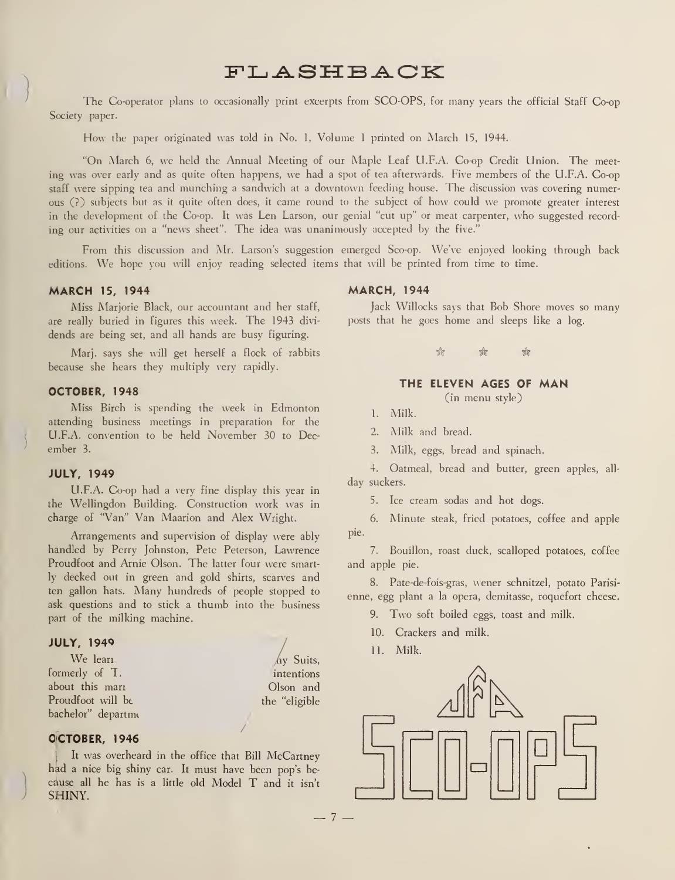# FLASHBACK

The Co-operator plans to occasionally print excerpts from SCO-OPS, for many years the official Staff Co-op Society paper.

How the paper originated was told in No. 1, Volume 1 printed on March 15, 1944.

"On March 6, we held the Annual Meeting of our Maple Leaf U.F.A. Co-op Credit Union. The meeting was over early and as quite often happens, we had a spot of tea afterwards. Five members of the U.F.A. Co-op staff were sipping tea and munching a sandwich at a downtown feeding house. The discussion was covering numerous (?) subjects but as it quite often does, it came round to the subject of how could we promote greater interest in the development of the Co-op. It was Len Larson, our genial "cut up" or meat carpenter, who suggested recording our activities on a "news sheet". The idea was unanimously accepted by the five."

From this discussion and Mr. Larson's suggestion emerged Sco-op. We've enjoyed looking through back editions. We hope you will enjoy reading selected items that will be printed from time to time.

### MARCH 15, 1944

Miss Marjorie Black, our accountant and her staff, are really buried in figures this week. The 1943 dividends are being set, and all hands are busy figuring.

Marj. says she will get herself a flock of rabbits because she hears they multiply very rapidly.

### OCTOBER, 1948

Miss Birch is spending the week in Edmonton attending business meetings in preparation for the U.F.A. convention to be held November 30 to December 3.

### JULY, 1949

U.F.A. Co-op had a very fine display this year in the Wellingdon Building. Construction work was in charge of "Van" Van Maarion and Alex Wright.

Arrangements and supervision of display were ably handled by Perry Johnston, Pete Peterson, Lawrence Proudfoot and Arnie Olson. The latter four were smartly decked out in green and gold shirts, scarves and ten gallon hats. Many hundreds of people stopped to ask questions and to stick a thumb into the business part of the milking machine.

### JULY, 1949

We learn ... ny Suits, formerly of T. ... intentions about this marr ... Olson and Proudfoot will be ... the "eligible bachelor" departme

### OCTOBER, 1946

It was overheard in the office that Bill McCartney had a nice big shiny car. It must have been pop's because all he has is a little old Model T and it isn't SHINY.

### MARCH, 1944

Jack Willocks says that Bob Shore moves so many posts that he goes home and sleeps like a log.

☆ ☆ ☆

### THE ELEVEN AGES OF MAN

(in menu style)

1. Milk.
2. Milk and bread.
3. Milk, eggs, bread and spinach.
4. Oatmeal, bread and butter, green apples, all-day suckers.
5. Ice cream sodas and hot dogs.
6. Minute steak, fried potatoes, coffee and apple pie.
7. Bouillon, roast duck, scalloped potatoes, coffee and apple pie.
8. Pate-de-fois-gras, wener schnitzel, potato Parisienne, egg plant a la opera, demitasse, roquefort cheese.
9. Two soft boiled eggs, toast and milk.
10. Crackers and milk.
11. Milk.

UFA SCO-OPS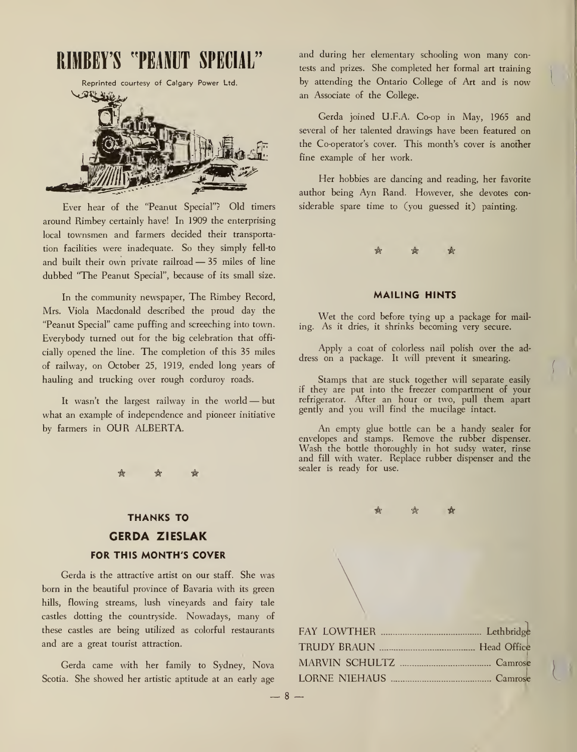# RIMBEY'S "PEANUT SPECIAL"

Reprinted courtesy of Calgary Power Ltd.

Ever hear of the "Peanut Special"? Old timers around Rimbey certainly have! In 1909 the enterprising local townsmen and farmers decided their transportation facilities were inadequate. So they simply fell-to and built their own private railroad — 35 miles of line dubbed "The Peanut Special", because of its small size.

In the community newspaper, The Rimbey Record, Mrs. Viola Macdonald described the proud day the "Peanut Special" came puffing and screeching into town. Everybody turned out for the big celebration that officially opened the line. The completion of this 35 miles of railway, on October 25, 1919, ended long years of hauling and trucking over rough corduroy roads.

It wasn't the largest railway in the world — but what an example of independence and pioneer initiative by farmers in OUR ALBERTA.

## THANKS TO
## GERDA ZIESLAK
### FOR THIS MONTH'S COVER

Gerda is the attractive artist on our staff. She was born in the beautiful province of Bavaria with its green hills, flowing streams, lush vineyards and fairy tale castles dotting the countryside. Nowadays, many of these castles are being utilized as colorful restaurants and are a great tourist attraction.

Gerda came with her family to Sydney, Nova Scotia. She showed her artistic aptitude at an early age and during her elementary schooling won many contests and prizes. She completed her formal art training by attending the Ontario College of Art and is now an Associate of the College.

Gerda joined U.F.A. Co-op in May, 1965 and several of her talented drawings have been featured on the Co-operator's cover. This month's cover is another fine example of her work.

Her hobbies are dancing and reading, her favorite author being Ayn Rand. However, she devotes considerable spare time to (you guessed it) painting.

### MAILING HINTS

Wet the cord before tying up a package for mailing. As it dries, it shrinks becoming very secure.

Apply a coat of colorless nail polish over the address on a package. It will prevent it smearing.

Stamps that are stuck together will separate easily if they are put into the freezer compartment of your refrigerator. After an hour or two, pull them apart gently and you will find the mucilage intact.

An empty glue bottle can be a handy sealer for envelopes and stamps. Remove the rubber dispenser. Wash the bottle thoroughly in hot sudsy water, rinse and fill with water. Replace rubber dispenser and the sealer is ready for use.

FAY LOWTHER .......... Lethbridge
TRUDY BRAUN .......... Head Office
MARVIN SCHULTZ .......... Camrose
LORNE NIEHAUS .......... Camrose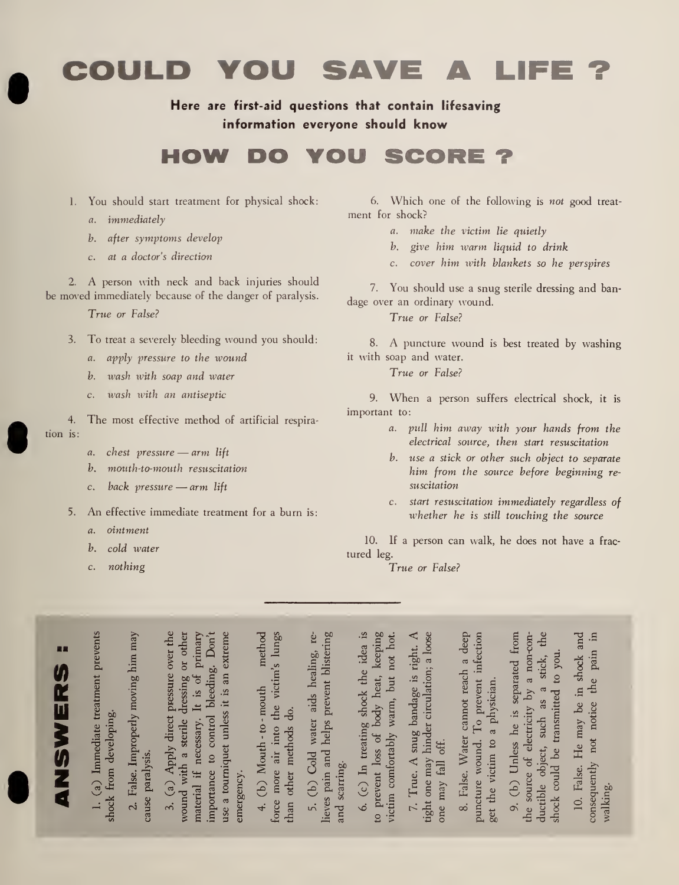# COULD YOU SAVE A LIFE ?

**Here are first-aid questions that contain lifesaving information everyone should know**

## HOW DO YOU SCORE ?

1. You should start treatment for physical shock:
   - *a. immediately*
   - *b. after symptoms develop*
   - *c. at a doctor's direction*

2. A person with neck and back injuries should be moved immediately because of the danger of paralysis.
   *True or False?*

3. To treat a severely bleeding wound you should:
   - *a. apply pressure to the wound*
   - *b. wash with soap and water*
   - *c. wash with an antiseptic*

4. The most effective method of artificial respiration is:
   - *a. chest pressure — arm lift*
   - *b. mouth-to-mouth resuscitation*
   - *c. back pressure — arm lift*

5. An effective immediate treatment for a burn is:
   - *a. ointment*
   - *b. cold water*
   - *c. nothing*

6. Which one of the following is *not* good treatment for shock?
   - *a. make the victim lie quietly*
   - *b. give him warm liquid to drink*
   - *c. cover him with blankets so he perspires*

7. You should use a snug sterile dressing and bandage over an ordinary wound.
   *True or False?*

8. A puncture wound is best treated by washing it with soap and water.
   *True or False?*

9. When a person suffers electrical shock, it is important to:
   - *a. pull him away with your hands from the electrical source, then start resuscitation*
   - *b. use a stick or other such object to separate him from the source before beginning resuscitation*
   - *c. start resuscitation immediately regardless of whether he is still touching the source*

10. If a person can walk, he does not have a fractured leg.
    *True or False?*

---

## ANSWERS :

1. (a) Immediate treatment prevents shock from developing.

2. False. Improperly moving him may cause paralysis.

3. (a) Apply direct pressure over the wound with a sterile dressing or other material if necessary. It is of primary importance to control bleeding. Don't use a tourniquet unless it is an extreme emergency.

4. (b) Mouth-to-mouth method force more air into the victim's lungs than other methods do.

5. (b) Cold water aids healing, relieves pain and helps prevent blistering and scarring.

6. (c) In treating shock the idea is to prevent loss of body heat, keeping victim comfortably warm, but not hot.

7. True. A snug bandage is right. A tight one may hinder circulation; a loose one may fall off.

8. False. Water cannot reach a deep puncture wound. To prevent infection get the victim to a physician.

9. (b) Unless he is separated from the source of electricity by a non-conductible object, such as a stick, the shock could be transmitted to you.

10. False. He may be in shock and consequently not notice the pain in walking.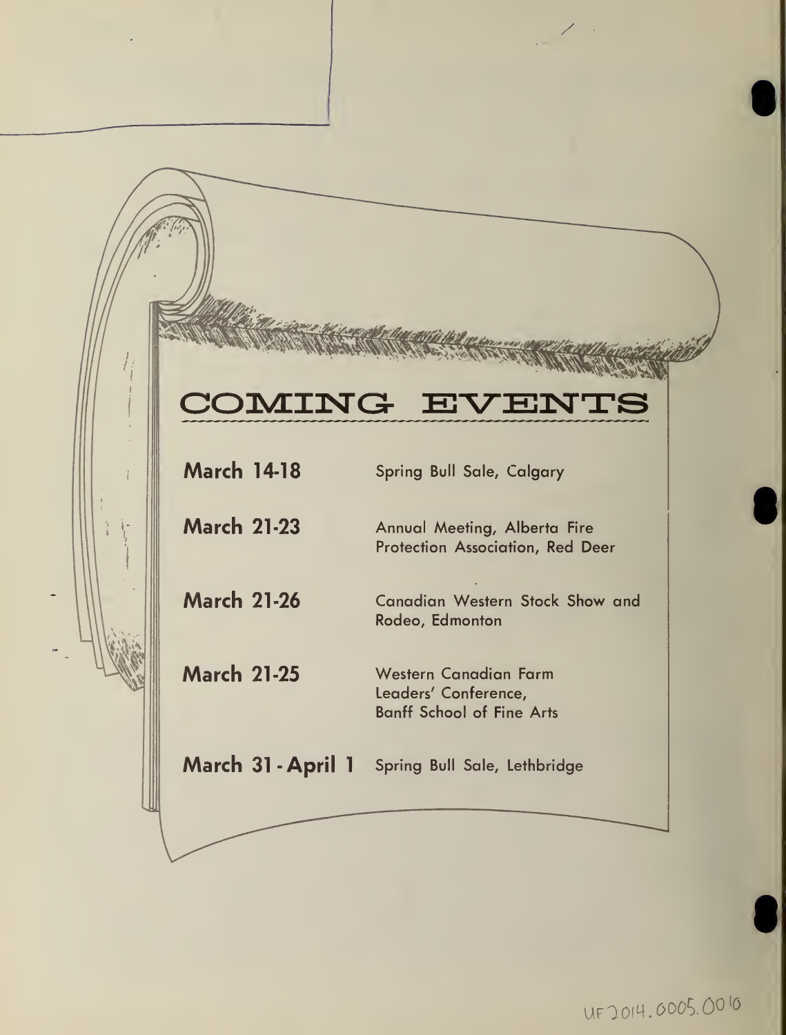# COMING EVENTS

| | |
|---|---|
| **March 14-18** | Spring Bull Sale, Calgary |
| **March 21-23** | Annual Meeting, Alberta Fire Protection Association, Red Deer |
| **March 21-26** | Canadian Western Stock Show and Rodeo, Edmonton |
| **March 21-25** | Western Canadian Farm Leaders' Conference, Banff School of Fine Arts |
| **March 31 - April 1** | Spring Bull Sale, Lethbridge |

UF2014.0005.0010